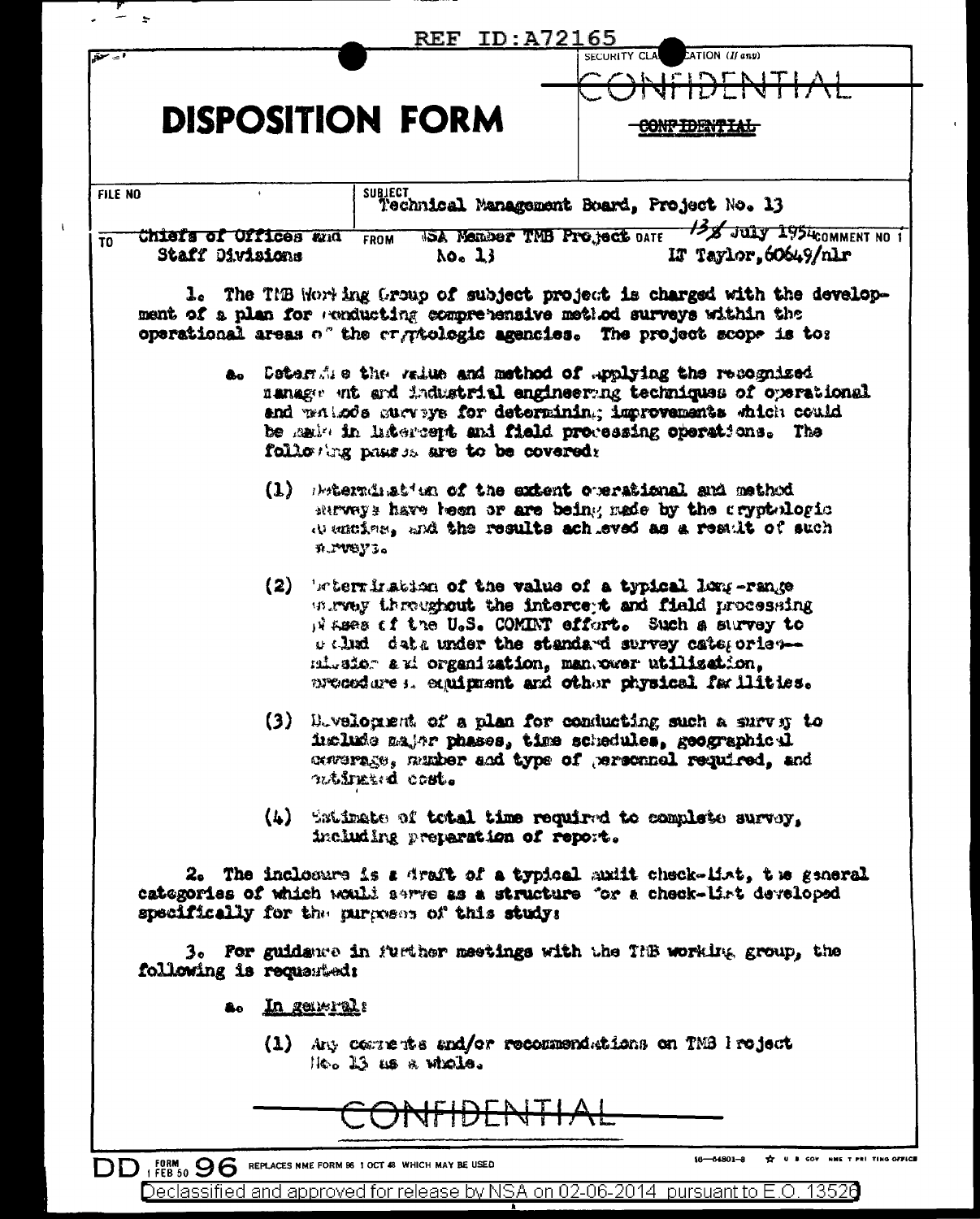REF ID:A72165

SECURITY CLASSIFICATION (If any)

CONFIDENTIAL

# DISPOSITION FORM

CONFIDENTIAL

| FILE NO | SUBJECT Technical Management Board, Project No. 13 | | |
|---|---|---|---|
| TO Chiefs of Offices and Staff Divisions | FROM NSA Member TMB Project No. 13 | DATE 13 July 1954 LT Taylor,60649/nlr | COMMENT NO 1 |

1. The TMB Working Group of subject project is charged with the development of a plan for conducting comprehensive method surveys within the operational areas of the cryptologic agencies. The project scope is to:

   a. Determine the value and method of applying the recognized management and industrial engineering techniques of operational and methods surveys for determining improvements which could be made in intercept and field processing operations. The following phases are to be covered:

      (1) Determination of the extent operational and method surveys have been or are being made by the cryptologic agencies, and the results achieved as a result of such surveys.

      (2) Determination of the value of a typical long-range survey throughout the intercept and field processing phases of the U.S. COMINT effort. Such a survey to include data under the standard survey categories--mission and organization, manpower utilization, procedures, equipment and other physical facilities.

      (3) Development of a plan for conducting such a survey to include major phases, time schedules, geographical coverage, number and type of personnel required, and estimated cost.

      (4) Estimate of total time required to complete survey, including preparation of report.

2. The inclosure is a draft of a typical audit check-list, the general categories of which would serve as a structure for a check-list developed specifically for the purposes of this study.

3. For guidance in further meetings with the TMB working group, the following is requested:

   a. In general:

      (1) Any comments and/or recommendations on TMB Project No. 13 as a whole.

CONFIDENTIAL

DD FORM 96 1 FEB 50 REPLACES NME FORM 96 1 OCT 48 WHICH MAY BE USED

Declassified and approved for release by NSA on 02-06-2014 pursuant to E.O. 13526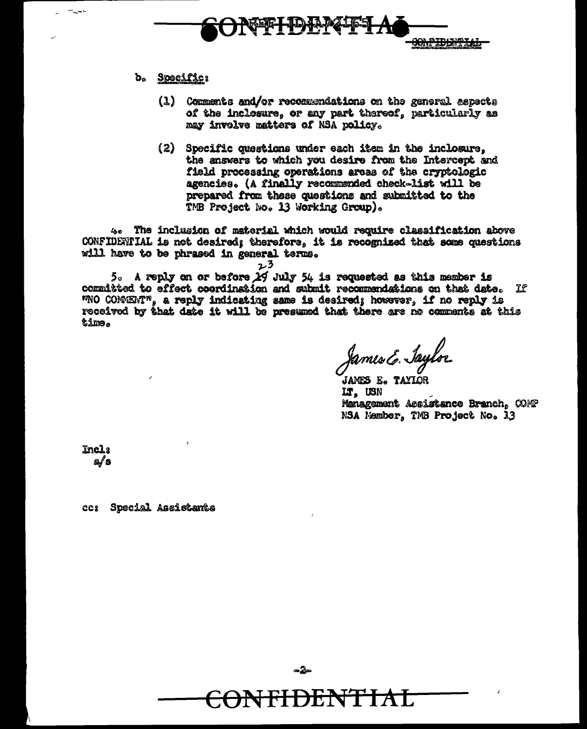b. Specific:

(1) Comments and/or recommendations on the general aspects of the inclosure, or any part thereof, particularly as may involve matters of NSA policy.

(2) Specific questions under each item in the inclosure, the answers to which you desire from the Intercept and field processing operations areas of the cryptologic agencies. (A finally recommended check-list will be prepared from these questions and submitted to the TMB Project No. 13 Working Group).

4. The inclusion of material which would require classification above CONFIDENTIAL is not desired; therefore, it is recognized that some questions will have to be phrased in general terms.

5. A reply on or before ~~19~~ 23 July 54 is requested as this member is committed to effect coordination and submit recommendations on that date. If "NO COMMENT", a reply indicating same is desired; however, if no reply is received by that date it will be presumed that there are no comments at this time.

James E. Taylor

JAMES E. TAYLOR
LT, USN
Management Assistance Branch, COMP
NSA Member, TMB Project No. 13

Incl:
a/s

cc: Special Assistants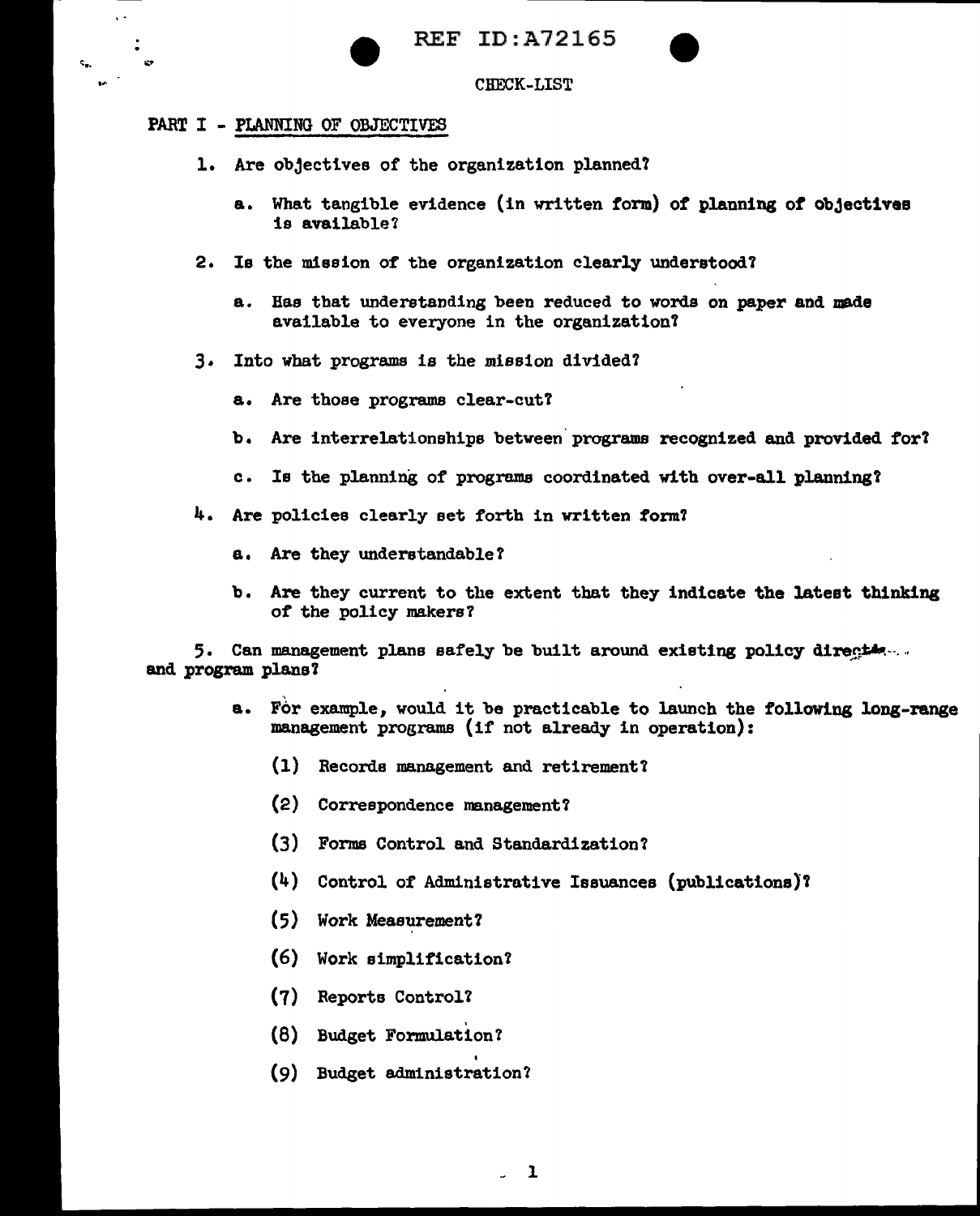REF ID:A72165

CHECK-LIST

PART I - PLANNING OF OBJECTIVES

1. Are objectives of the organization planned?

   a. What tangible evidence (in written form) of planning of objectives is available?

2. Is the mission of the organization clearly understood?

   a. Has that understanding been reduced to words on paper and made available to everyone in the organization?

3. Into what programs is the mission divided?

   a. Are those programs clear-cut?

   b. Are interrelationships between programs recognized and provided for?

   c. Is the planning of programs coordinated with over-all planning?

4. Are policies clearly set forth in written form?

   a. Are they understandable?

   b. Are they current to the extent that they indicate the latest thinking of the policy makers?

5. Can management plans safely be built around existing policy directives and program plans?

   a. For example, would it be practicable to launch the following long-range management programs (if not already in operation):

      (1) Records management and retirement?

      (2) Correspondence management?

      (3) Forms Control and Standardization?

      (4) Control of Administrative Issuances (publications)?

      (5) Work Measurement?

      (6) Work simplification?

      (7) Reports Control?

      (8) Budget Formulation?

      (9) Budget administration?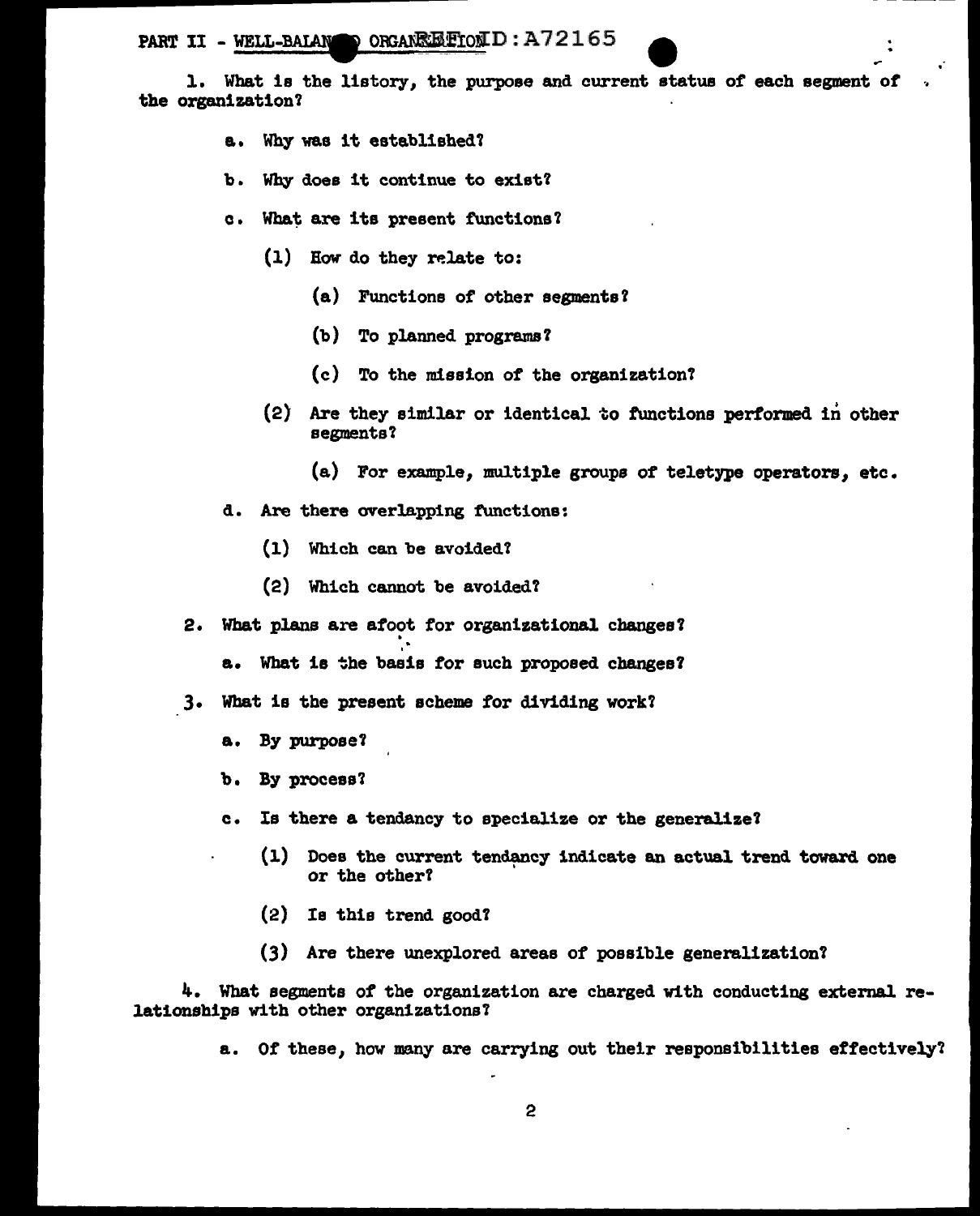PART II - WELL-BALANCED ORGANIZATION

1. What is the listory, the purpose and current status of each segment of the organization?

   a. Why was it established?

   b. Why does it continue to exist?

   c. What are its present functions?

      (1) How do they relate to:

         (a) Functions of other segments?

         (b) To planned programs?

         (c) To the mission of the organization?

      (2) Are they similar or identical to functions performed in other segments?

         (a) For example, multiple groups of teletype operators, etc.

   d. Are there overlapping functions:

      (1) Which can be avoided?

      (2) Which cannot be avoided?

2. What plans are afoot for organizational changes?

   a. What is the basis for such proposed changes?

3. What is the present scheme for dividing work?

   a. By purpose?

   b. By process?

   c. Is there a tendancy to specialize or the generalize?

      (1) Does the current tendancy indicate an actual trend toward one or the other?

      (2) Is this trend good?

      (3) Are there unexplored areas of possible generalization?

4. What segments of the organization are charged with conducting external relationships with other organizations?

   a. Of these, how many are carrying out their responsibilities effectively?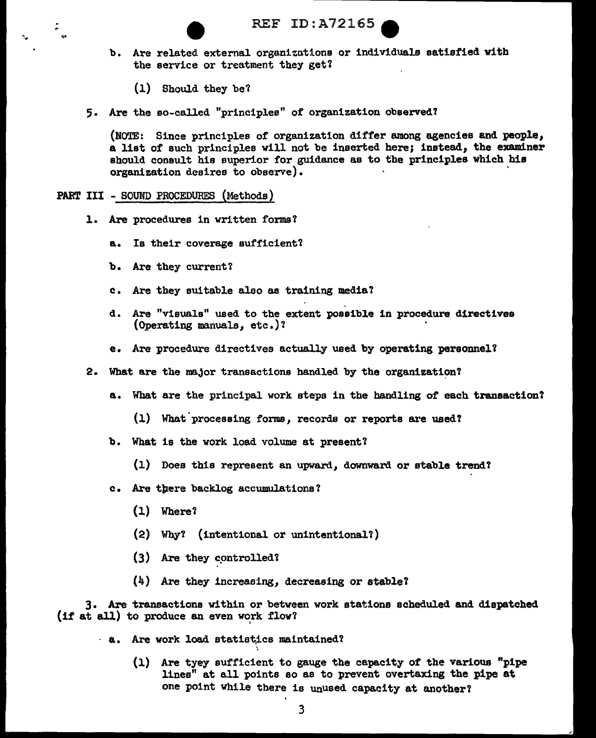b. Are related external organizations or individuals satisfied with the service or treatment they get?

   (1) Should they be?

5. Are the so-called "principles" of organization observed?

   (NOTE: Since principles of organization differ among agencies and people, a list of such principles will not be inserted here; instead, the examiner should consult his superior for guidance as to the principles which his organization desires to observe).

PART III - SOUND PROCEDURES (Methods)

1. Are procedures in written forms?

   a. Is their coverage sufficient?

   b. Are they current?

   c. Are they suitable also as training media?

   d. Are "visuals" used to the extent possible in procedure directives (Operating manuals, etc.)?

   e. Are procedure directives actually used by operating personnel?

2. What are the major transactions handled by the organization?

   a. What are the principal work steps in the handling of each transaction?

      (1) What processing forms, records or reports are used?

   b. What is the work load volume at present?

      (1) Does this represent an upward, downward or stable trend?

   c. Are there backlog accumulations?

      (1) Where?

      (2) Why? (intentional or unintentional?)

      (3) Are they controlled?

      (4) Are they increasing, decreasing or stable?

3. Are transactions within or between work stations scheduled and dispatched (if at all) to produce an even work flow?

   a. Are work load statistics maintained?

      (1) Are tyey sufficient to gauge the capacity of the various "pipe lines" at all points so as to prevent overtaxing the pipe at one point while there is unused capacity at another?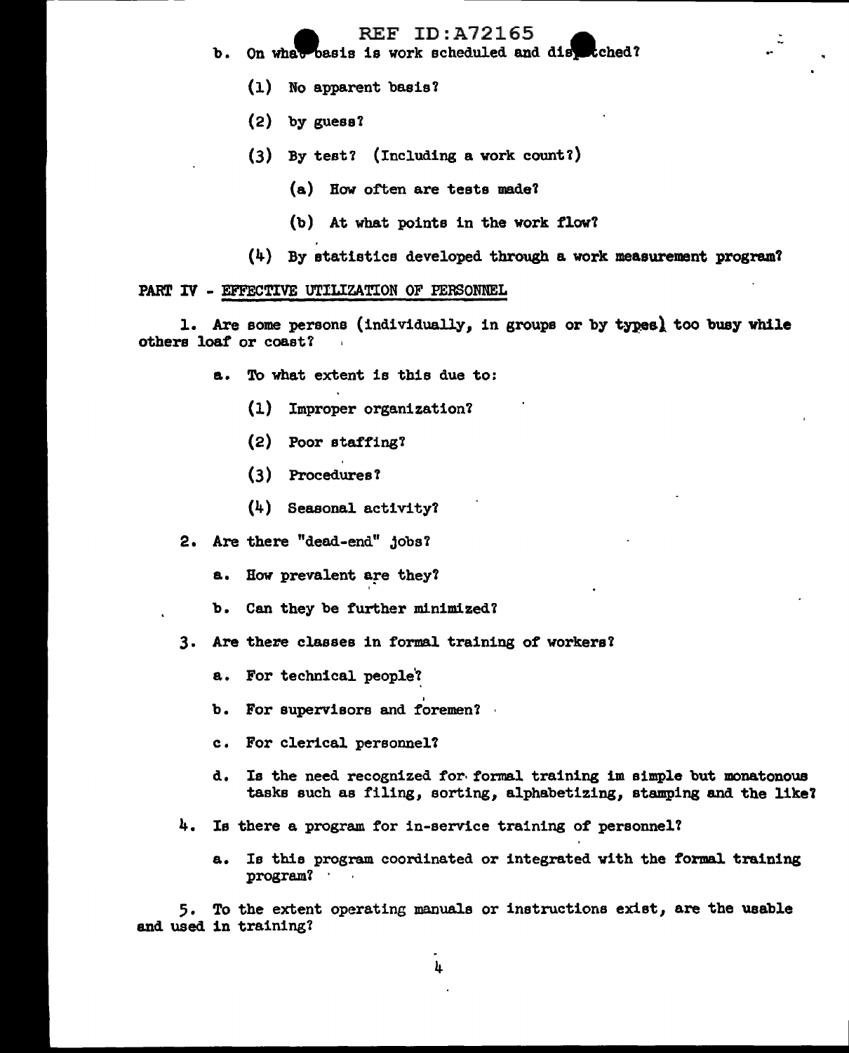b. On what basis is work scheduled and dispatched?

(1) No apparent basis?

(2) by guess?

(3) By test? (Including a work count?)

(a) How often are tests made?

(b) At what points in the work flow?

(4) By statistics developed through a work measurement program?

PART IV - EFFECTIVE UTILIZATION OF PERSONNEL

1. Are some persons (individually, in groups or by types) too busy while others loaf or coast?

a. To what extent is this due to:

(1) Improper organization?

(2) Poor staffing?

(3) Procedures?

(4) Seasonal activity?

2. Are there "dead-end" jobs?

a. How prevalent are they?

b. Can they be further minimized?

3. Are there classes in formal training of workers?

a. For technical people?

b. For supervisors and foremen?

c. For clerical personnel?

d. Is the need recognized for formal training im simple but monatonous tasks such as filing, sorting, alphabetizing, stamping and the like?

4. Is there a program for in-service training of personnel?

a. Is this program coordinated or integrated with the formal training program?

5. To the extent operating manuals or instructions exist, are the usable and used in training?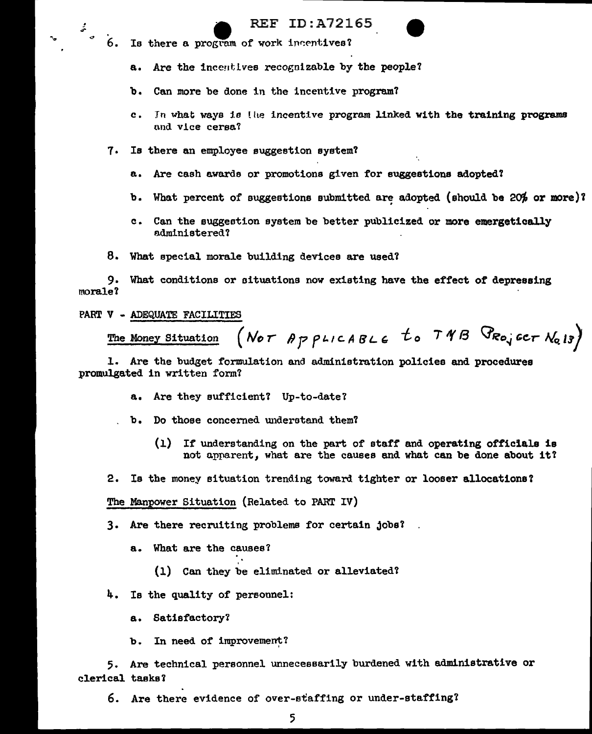6. Is there a program of work incentives?

   a. Are the incentives recognizable by the people?

   b. Can more be done in the incentive program?

   c. In what ways is the incentive program linked with the training programs and vice cersa?

7. Is there an employee suggestion system?

   a. Are cash awards or promotions given for suggestions adopted?

   b. What percent of suggestions submitted are adopted (should be 20% or more)?

   c. Can the suggestion system be better publicized or more emergetically administered?

8. What special morale building devices are used?

9. What conditions or situations now existing have the effect of depressing morale?

PART V - ADEQUATE FACILITIES

The Money Situation (NOT APPLICABLE to TNB Project No. 13)

1. Are the budget formulation and administration policies and procedures promulgated in written form?

   a. Are they sufficient? Up-to-date?

   b. Do those concerned understand them?

      (1) If understanding on the part of staff and operating officials is not apparent, what are the causes and what can be done about it?

2. Is the money situation trending toward tighter or looser allocations?

The Manpower Situation (Related to PART IV)

3. Are there recruiting problems for certain jobs?

   a. What are the causes?

      (1) Can they be eliminated or alleviated?

4. Is the quality of personnel:

   a. Satisfactory?

   b. In need of improvement?

5. Are technical personnel unnecessarily burdened with administrative or clerical tasks?

6. Are there evidence of over-staffing or under-staffing?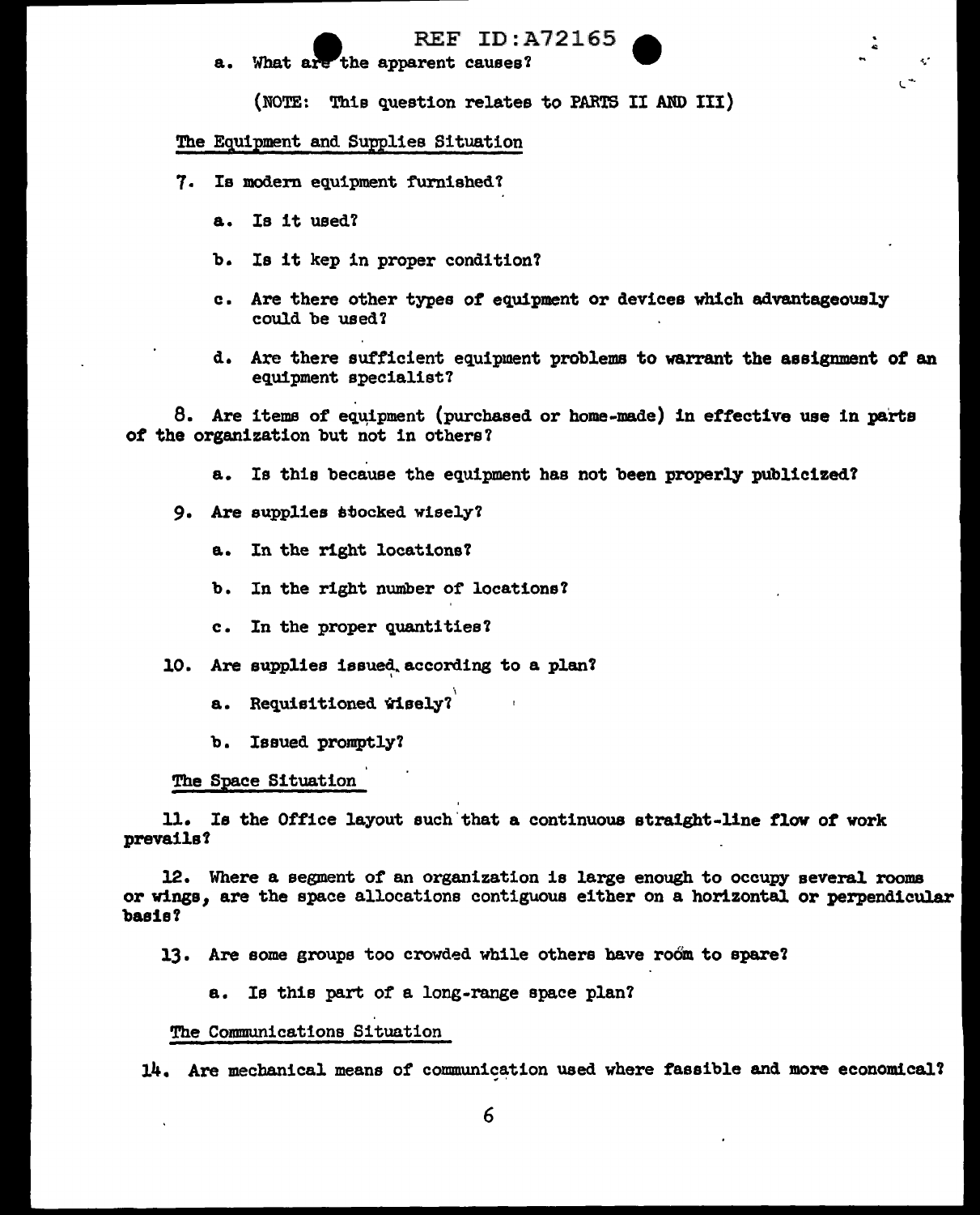a. What are the apparent causes?

(NOTE: This question relates to PARTS II AND III)

The Equipment and Supplies Situation

7. Is modern equipment furnished?

   a. Is it used?

   b. Is it kep in proper condition?

   c. Are there other types of equipment or devices which advantageously could be used?

   d. Are there sufficient equipment problems to warrant the assignment of an equipment specialist?

8. Are items of equipment (purchased or home-made) in effective use in parts of the organization but not in others?

   a. Is this because the equipment has not been properly publicized?

9. Are supplies stocked wisely?

   a. In the right locations?

   b. In the right number of locations?

   c. In the proper quantities?

10. Are supplies issued according to a plan?

   a. Requisitioned wisely?

   b. Issued promptly?

The Space Situation

11. Is the Office layout such that a continuous straight-line flow of work prevails?

12. Where a segment of an organization is large enough to occupy several rooms or wings, are the space allocations contiguous either on a horizontal or perpendicular basis?

13. Are some groups too crowded while others have room to spare?

   a. Is this part of a long-range space plan?

The Communications Situation

14. Are mechanical means of communication used where feasible and more economical?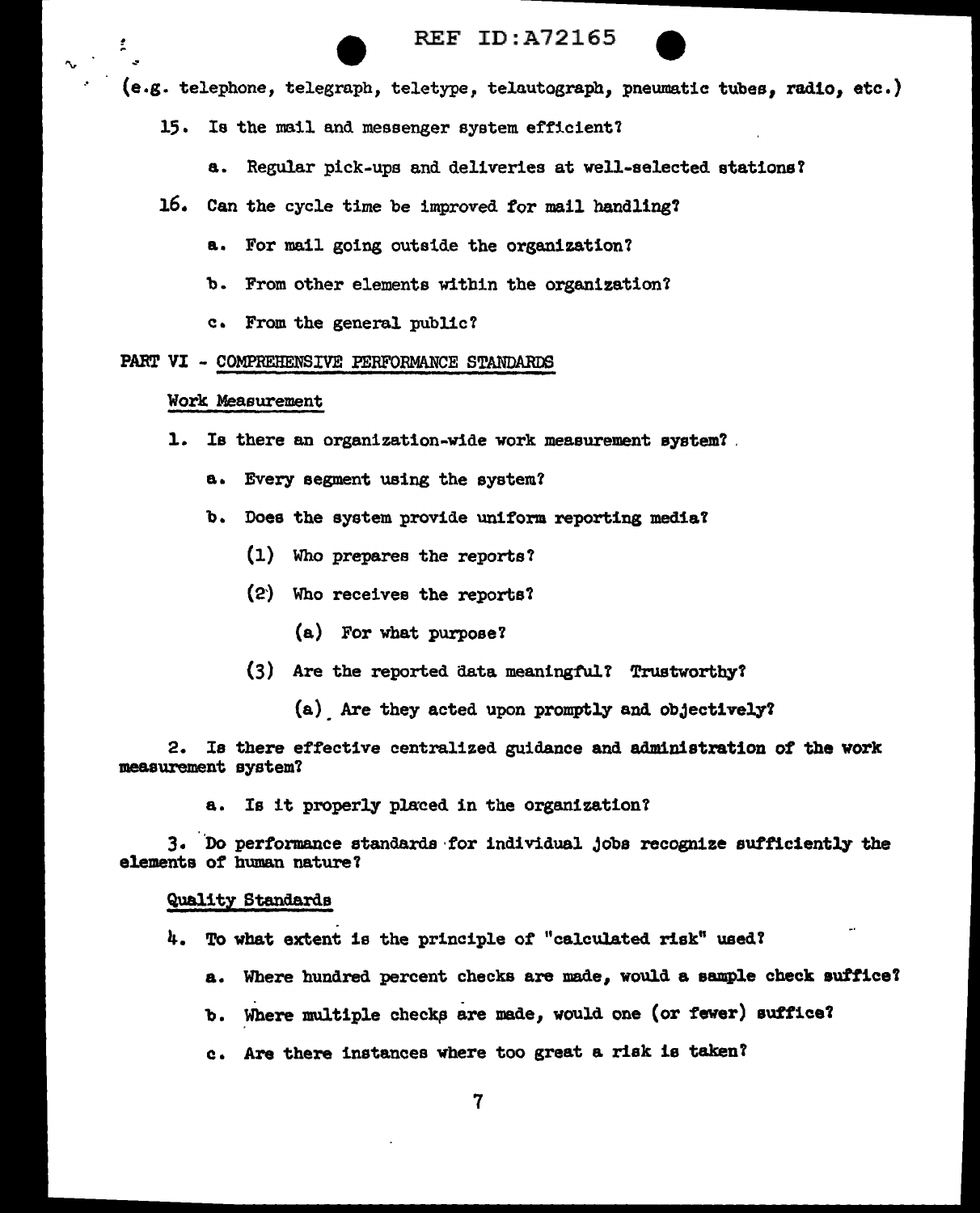(e.g. telephone, telegraph, teletype, telautograph, pneumatic tubes, radio, etc.)

15. Is the mail and messenger system efficient?

    a. Regular pick-ups and deliveries at well-selected stations?

16. Can the cycle time be improved for mail handling?

    a. For mail going outside the organization?

    b. From other elements within the organization?

    c. From the general public?

PART VI - <u>COMPREHENSIVE PERFORMANCE STANDARDS</u>

<u>Work Measurement</u>

1. Is there an organization-wide work measurement system?

    a. Every segment using the system?

    b. Does the system provide uniform reporting media?

        (1) Who prepares the reports?

        (2) Who receives the reports?

            (a) For what purpose?

        (3) Are the reported data meaningful? Trustworthy?

            (a) Are they acted upon promptly and objectively?

2. Is there effective centralized guidance and administration of the work measurement system?

    a. Is it properly placed in the organization?

3. Do performance standards for individual jobs recognize sufficiently the elements of human nature?

<u>Quality Standards</u>

4. To what extent is the principle of "calculated risk" used?

    a. Where hundred percent checks are made, would a sample check suffice?

    b. Where multiple checks are made, would one (or fewer) suffice?

    c. Are there instances where too great a risk is taken?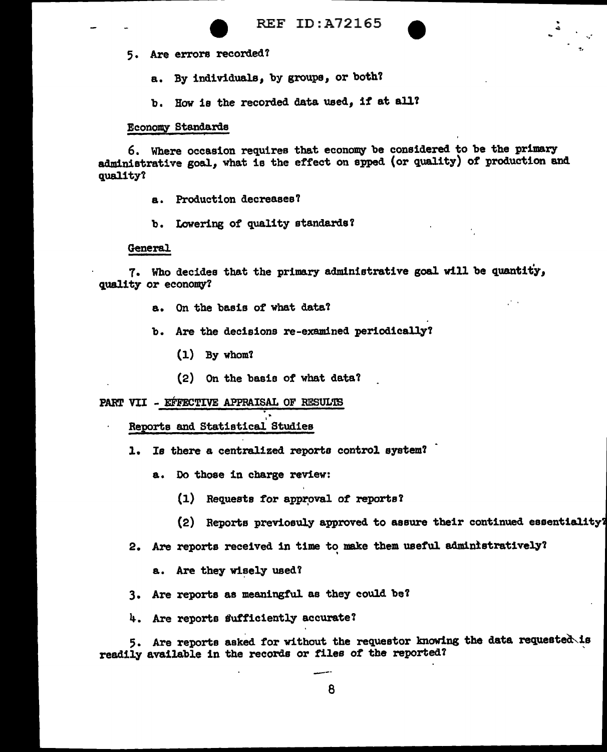5. Are errors recorded?

   a. By individuals, by groups, or both?

   b. How is the recorded data used, if at all?

Economy Standards

6. Where occasion requires that economy be considered to be the primary administrative goal, what is the effect on spped (or quality) of production and quality?

   a. Production decreases?

   b. Lowering of quality standards?

General

7. Who decides that the primary administrative goal will be quantity, quality or economy?

   a. On the basis of what data?

   b. Are the decisions re-examined periodically?

      (1) By whom?

      (2) On the basis of what data?

PART VII - EFFECTIVE APPRAISAL OF RESULTS

Reports and Statistical Studies

1. Is there a centralized reports control system?

   a. Do those in charge review:

      (1) Requests for approval of reports?

      (2) Reports previosuly approved to assure their continued essentiality?

2. Are reports received in time to make them useful administratively?

   a. Are they wisely used?

3. Are reports as meaningful as they could be?

4. Are reports sufficiently accurate?

5. Are reports asked for without the requestor knowing the data requested is readily available in the records or files of the reported?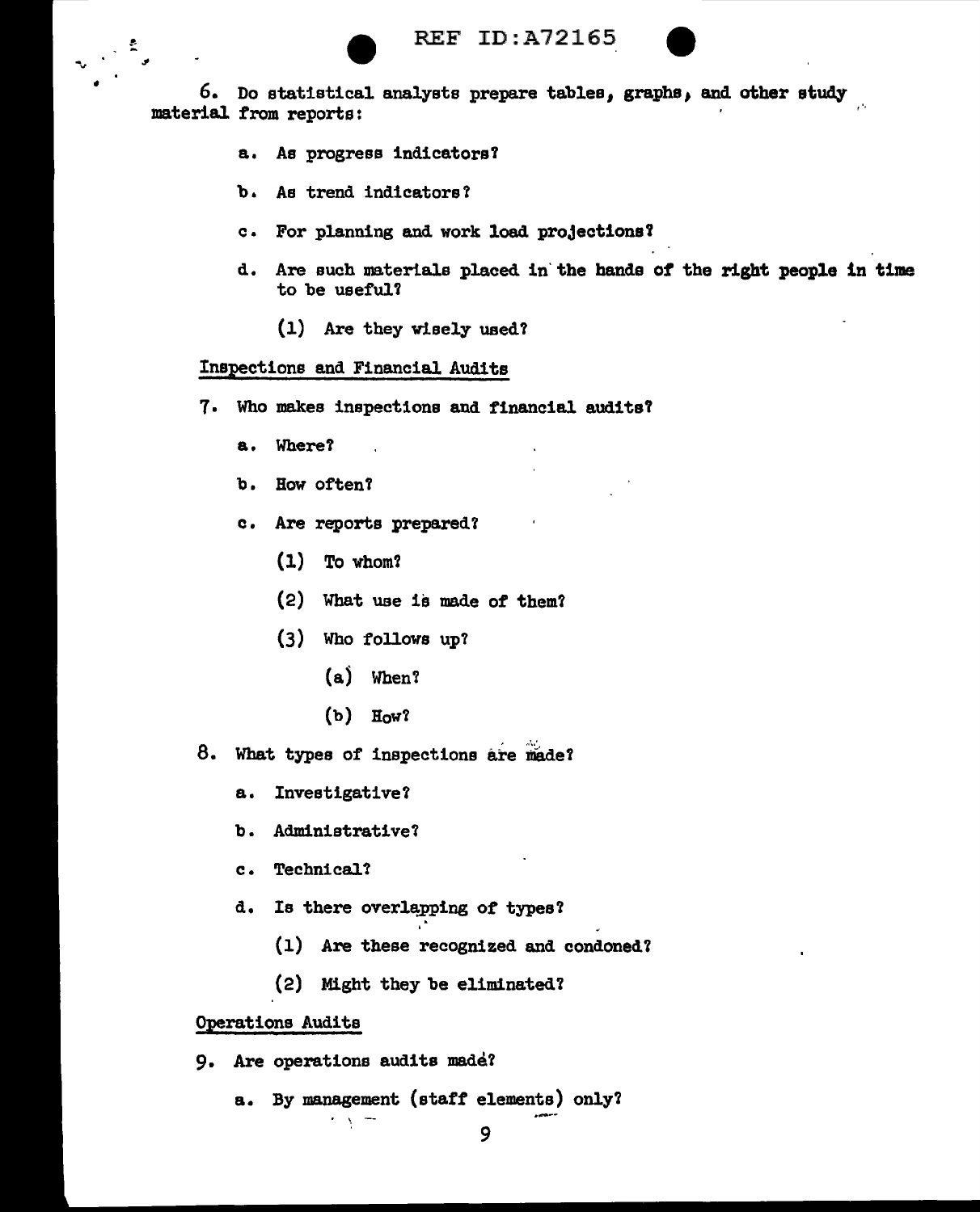6. Do statistical analysts prepare tables, graphs, and other study material from reports:

   a. As progress indicators?

   b. As trend indicators?

   c. For planning and work load projections?

   d. Are such materials placed in the hands of the right people in time to be useful?

      (1) Are they wisely used?

Inspections and Financial Audits

7. Who makes inspections and financial audits?

   a. Where?

   b. How often?

   c. Are reports prepared?

      (1) To whom?

      (2) What use is made of them?

      (3) Who follows up?

         (a) When?

         (b) How?

8. What types of inspections are made?

   a. Investigative?

   b. Administrative?

   c. Technical?

   d. Is there overlapping of types?

      (1) Are these recognized and condoned?

      (2) Might they be eliminated?

Operations Audits

9. Are operations audits made?

   a. By management (staff elements) only?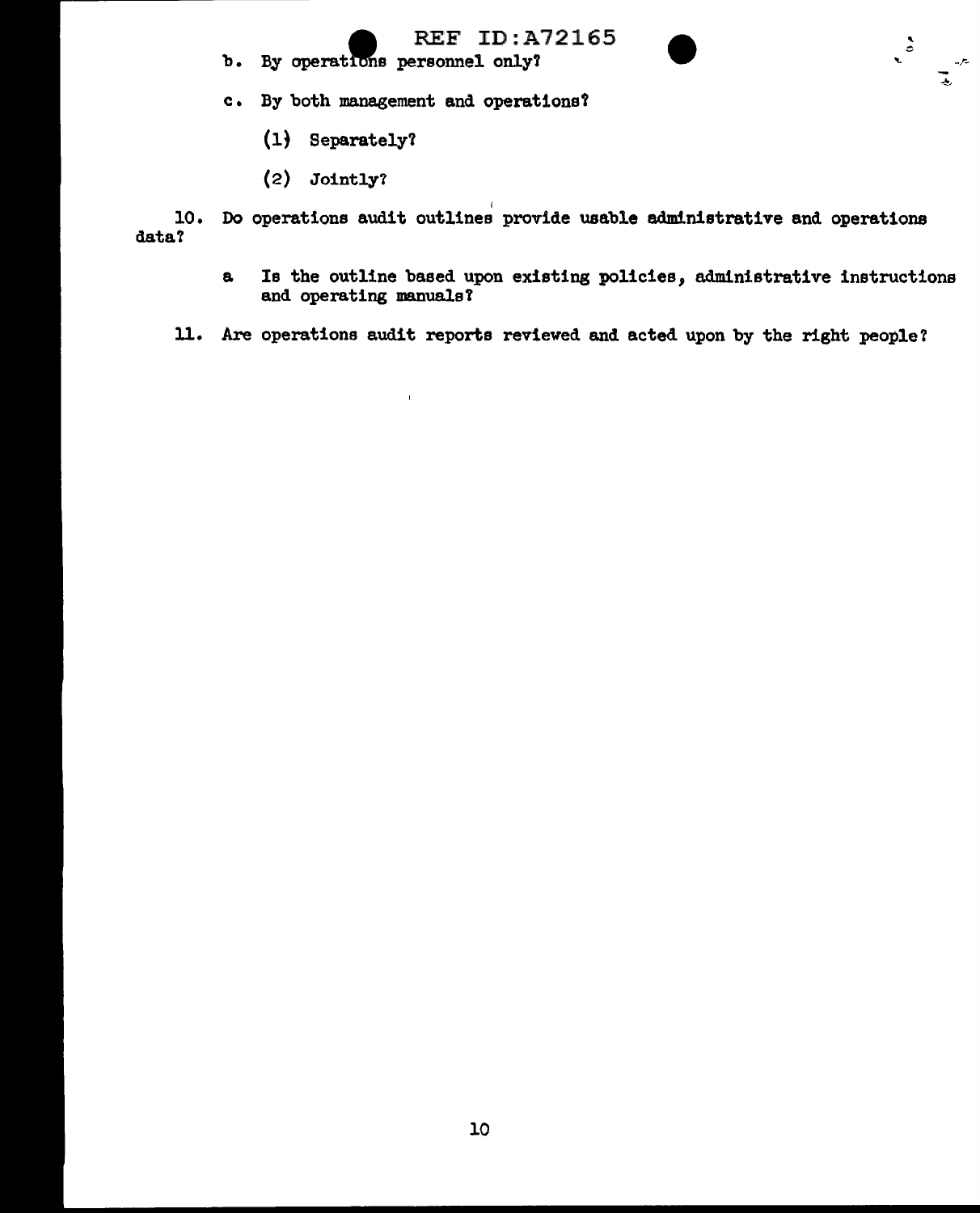b. By operations personnel only?

c. By both management and operations?

(1) Separately?

(2) Jointly?

10. Do operations audit outlines provide usable administrative and operations data?

a Is the outline based upon existing policies, administrative instructions and operating manuals?

11. Are operations audit reports reviewed and acted upon by the right people?